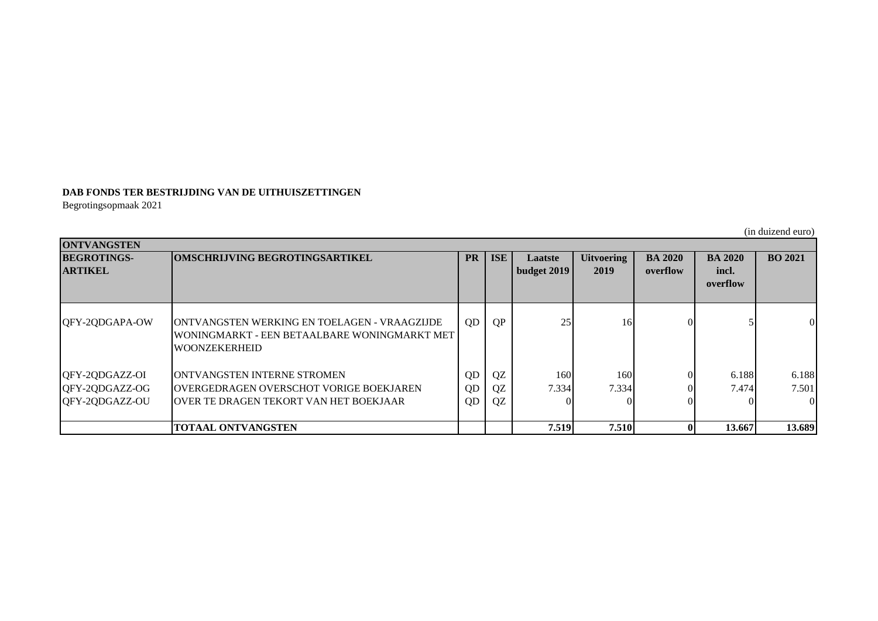**DAB FONDS TER BESTRIJDING VAN DE UITHUISZETTINGEN**

Begrotingsopmaak 2021

(in duizend euro)

| ONTVANGSTEN | | | | | | | | | |
|---|---|---|---|---|---|---|---|---|---|
| **BEGROTINGS-ARTIKEL** | **OMSCHRIJVING BEGROTINGSARTIKEL** | **PR** | **ISE** | **Laatste budget 2019** | **Uitvoering 2019** | **BA 2020 overflow** | **BA 2020 incl. overflow** | **BO 2021** |
| QFY-2QDGAPA-OW | ONTVANGSTEN WERKING EN TOELAGEN - VRAAGZIJDE WONINGMARKT - EEN BETAALBARE WONINGMARKT MET WOONZEKERHEID | QD | QP | 25 | 16 | 0 | 5 | 0 |
| QFY-2QDGAZZ-OI | ONTVANGSTEN INTERNE STROMEN | QD | QZ | 160 | 160 | 0 | 6.188 | 6.188 |
| QFY-2QDGAZZ-OG | OVERGEDRAGEN OVERSCHOT VORIGE BOEKJAREN | QD | QZ | 7.334 | 7.334 | 0 | 7.474 | 7.501 |
| QFY-2QDGAZZ-OU | OVER TE DRAGEN TEKORT VAN HET BOEKJAAR | QD | QZ | 0 | 0 | 0 | 0 | 0 |
| | **TOTAAL ONTVANGSTEN** | | | **7.519** | **7.510** | **0** | **13.667** | **13.689** |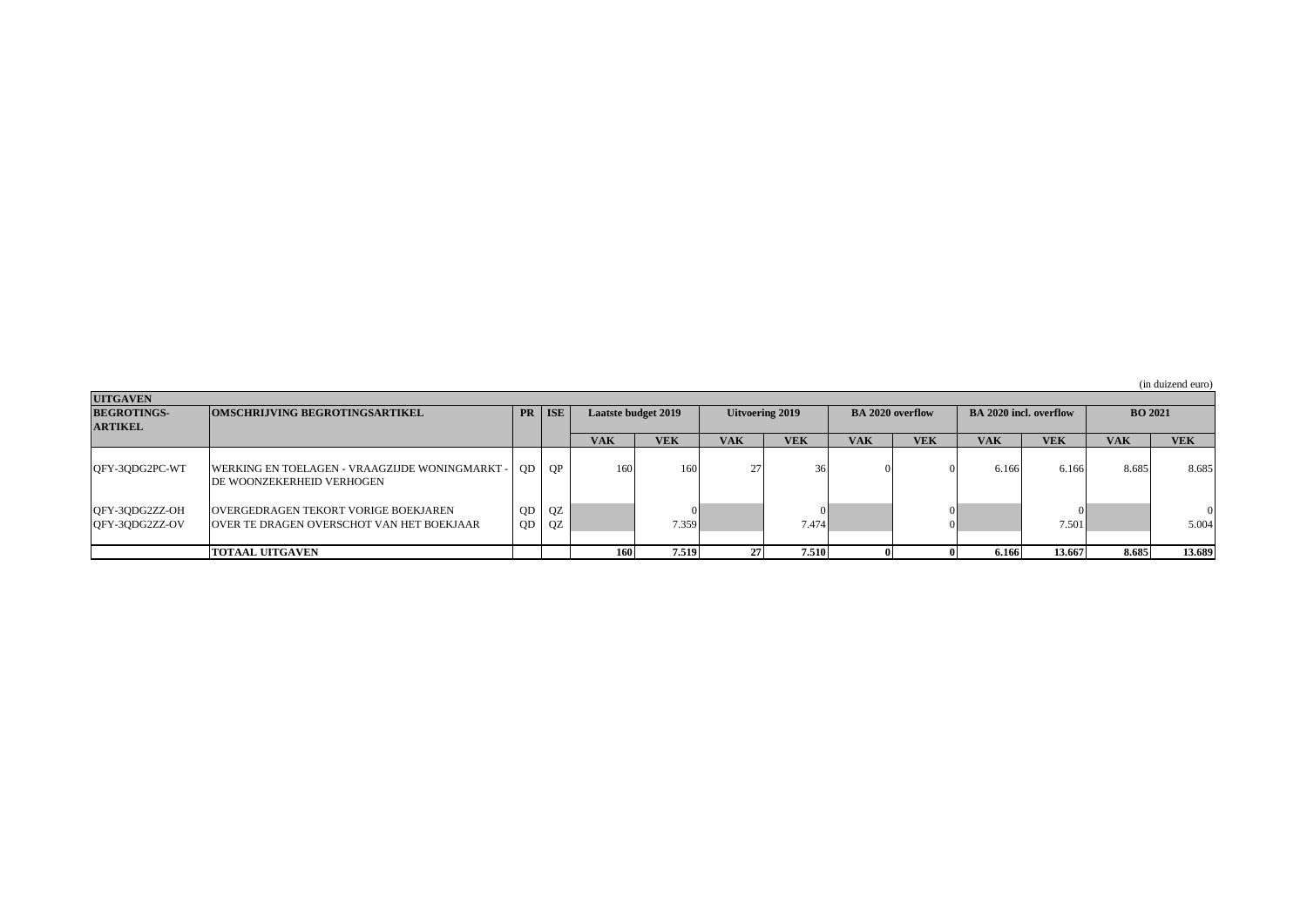(in duizend euro)

| UITGAVEN | | | | | | | | | | | | | |
|---|---|---|---|---|---|---|---|---|---|---|---|---|---|
| **BEGROTINGS-ARTIKEL** | **OMSCHRIJVING BEGROTINGSARTIKEL** | **PR** | **ISE** | **Laatste budget 2019** | | **Uitvoering 2019** | | **BA 2020 overflow** | | **BA 2020 incl. overflow** | | **BO 2021** | |
| | | | | **VAK** | **VEK** | **VAK** | **VEK** | **VAK** | **VEK** | **VAK** | **VEK** | **VAK** | **VEK** |
| QFY-3QDG2PC-WT | WERKING EN TOELAGEN - VRAAGZIJDE WONINGMARKT - DE WOONZEKERHEID VERHOGEN | QD | QP | 160 | 160 | 27 | 36 | 0 | 0 | 6.166 | 6.166 | 8.685 | 8.685 |
| QFY-3QDG2ZZ-OH | OVERGEDRAGEN TEKORT VORIGE BOEKJAREN | QD | QZ | | 0 | | 0 | | 0 | | 0 | | 0 |
| QFY-3QDG2ZZ-OV | OVER TE DRAGEN OVERSCHOT VAN HET BOEKJAAR | QD | QZ | | 7.359 | | 7.474 | | 0 | | 7.501 | | 5.004 |
| | **TOTAAL UITGAVEN** | | | **160** | **7.519** | **27** | **7.510** | **0** | **0** | **6.166** | **13.667** | **8.685** | **13.689** |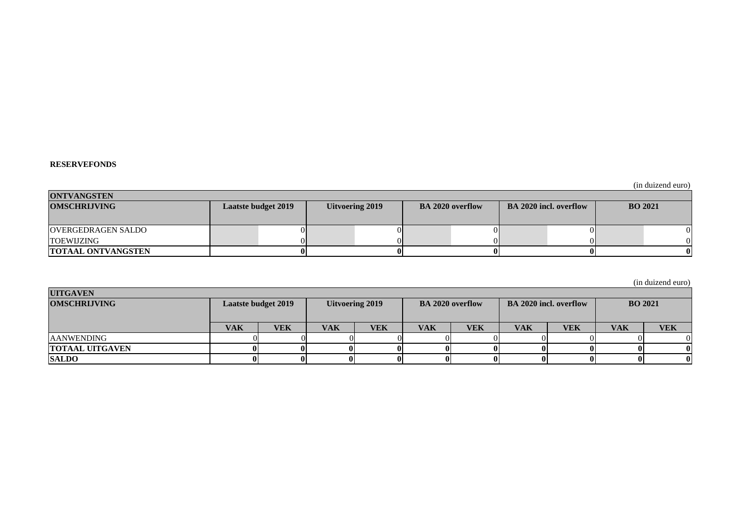**RESERVEFONDS**

(in duizend euro)

| ONTVANGSTEN | | | | | | | | | | |
|---|---|---|---|---|---|---|---|---|---|---|
| **OMSCHRIJVING** | **Laatste budget 2019** | | **Uitvoering 2019** | | **BA 2020 overflow** | | **BA 2020 incl. overflow** | | **BO 2021** | |
| OVERGEDRAGEN SALDO | | 0 | | 0 | | 0 | | 0 | | 0 |
| TOEWIJZING | | 0 | | 0 | | 0 | | 0 | | 0 |
| **TOTAAL ONTVANGSTEN** | | **0** | | **0** | | **0** | | **0** | | **0** |

(in duizend euro)

| UITGAVEN | | | | | | | | | | |
|---|---|---|---|---|---|---|---|---|---|---|
| **OMSCHRIJVING** | **Laatste budget 2019** | | **Uitvoering 2019** | | **BA 2020 overflow** | | **BA 2020 incl. overflow** | | **BO 2021** | |
| | **VAK** | **VEK** | **VAK** | **VEK** | **VAK** | **VEK** | **VAK** | **VEK** | **VAK** | **VEK** |
| AANWENDING | 0 | 0 | 0 | 0 | 0 | 0 | 0 | 0 | 0 | 0 |
| **TOTAAL UITGAVEN** | **0** | **0** | **0** | **0** | **0** | **0** | **0** | **0** | **0** | **0** |
| **SALDO** | **0** | **0** | **0** | **0** | **0** | **0** | **0** | **0** | **0** | **0** |